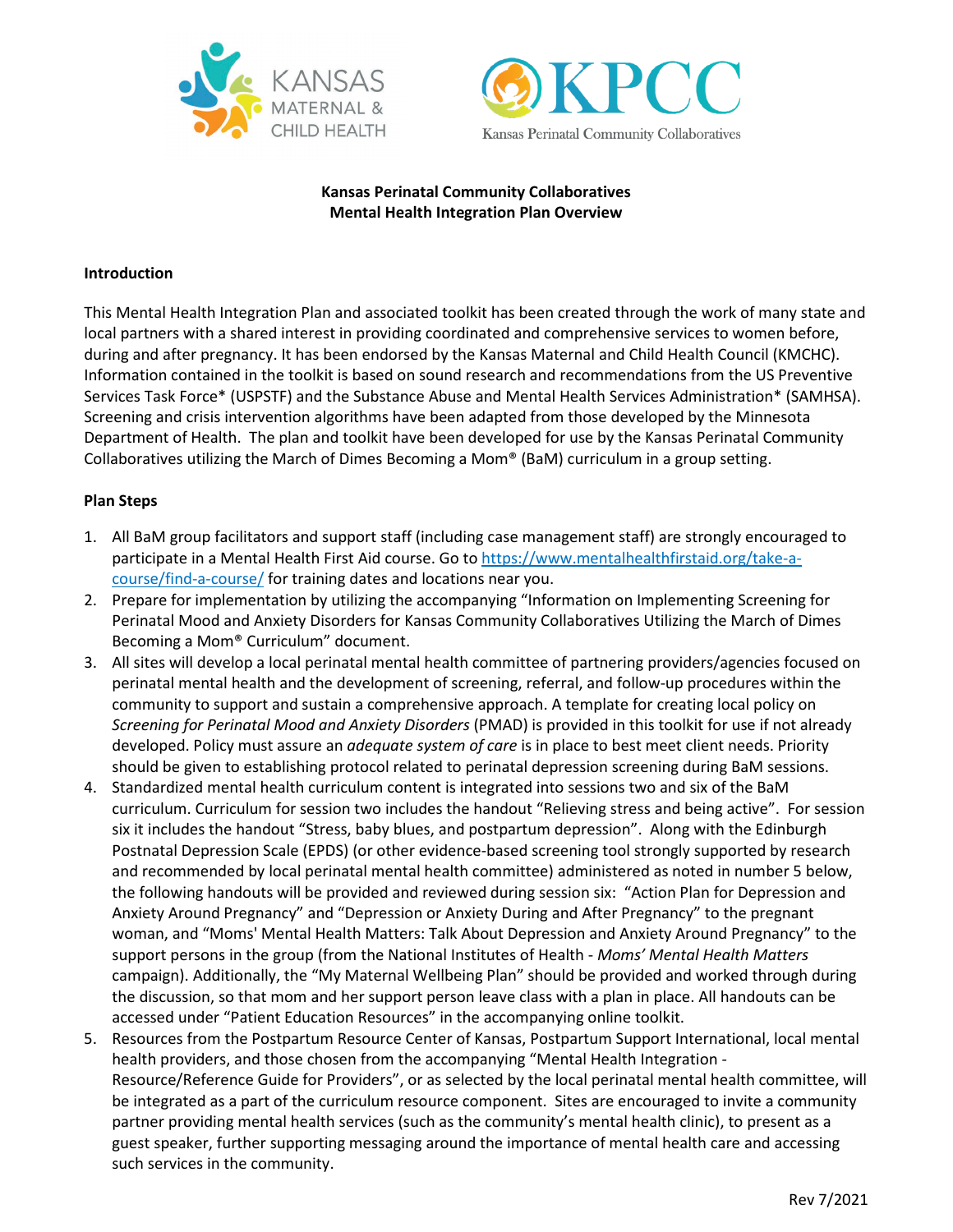**Kansas Perinatal Community Collaboratives**
**Mental Health Integration Plan Overview**

**Introduction**

This Mental Health Integration Plan and associated toolkit has been created through the work of many state and local partners with a shared interest in providing coordinated and comprehensive services to women before, during and after pregnancy. It has been endorsed by the Kansas Maternal and Child Health Council (KMCHC). Information contained in the toolkit is based on sound research and recommendations from the US Preventive Services Task Force* (USPSTF) and the Substance Abuse and Mental Health Services Administration* (SAMHSA). Screening and crisis intervention algorithms have been adapted from those developed by the Minnesota Department of Health. The plan and toolkit have been developed for use by the Kansas Perinatal Community Collaboratives utilizing the March of Dimes Becoming a Mom® (BaM) curriculum in a group setting.

**Plan Steps**

1. All BaM group facilitators and support staff (including case management staff) are strongly encouraged to participate in a Mental Health First Aid course. Go to https://www.mentalhealthfirstaid.org/take-a-course/find-a-course/ for training dates and locations near you.
2. Prepare for implementation by utilizing the accompanying "Information on Implementing Screening for Perinatal Mood and Anxiety Disorders for Kansas Community Collaboratives Utilizing the March of Dimes Becoming a Mom® Curriculum" document.
3. All sites will develop a local perinatal mental health committee of partnering providers/agencies focused on perinatal mental health and the development of screening, referral, and follow-up procedures within the community to support and sustain a comprehensive approach. A template for creating local policy on *Screening for Perinatal Mood and Anxiety Disorders* (PMAD) is provided in this toolkit for use if not already developed. Policy must assure an *adequate system of care* is in place to best meet client needs. Priority should be given to establishing protocol related to perinatal depression screening during BaM sessions.
4. Standardized mental health curriculum content is integrated into sessions two and six of the BaM curriculum. Curriculum for session two includes the handout "Relieving stress and being active". For session six it includes the handout "Stress, baby blues, and postpartum depression". Along with the Edinburgh Postnatal Depression Scale (EPDS) (or other evidence-based screening tool strongly supported by research and recommended by local perinatal mental health committee) administered as noted in number 5 below, the following handouts will be provided and reviewed during session six: "Action Plan for Depression and Anxiety Around Pregnancy" and "Depression or Anxiety During and After Pregnancy" to the pregnant woman, and "Moms' Mental Health Matters: Talk About Depression and Anxiety Around Pregnancy" to the support persons in the group (from the National Institutes of Health - *Moms' Mental Health Matters* campaign). Additionally, the "My Maternal Wellbeing Plan" should be provided and worked through during the discussion, so that mom and her support person leave class with a plan in place. All handouts can be accessed under "Patient Education Resources" in the accompanying online toolkit.
5. Resources from the Postpartum Resource Center of Kansas, Postpartum Support International, local mental health providers, and those chosen from the accompanying "Mental Health Integration - Resource/Reference Guide for Providers", or as selected by the local perinatal mental health committee, will be integrated as a part of the curriculum resource component. Sites are encouraged to invite a community partner providing mental health services (such as the community's mental health clinic), to present as a guest speaker, further supporting messaging around the importance of mental health care and accessing such services in the community.

Rev 7/2021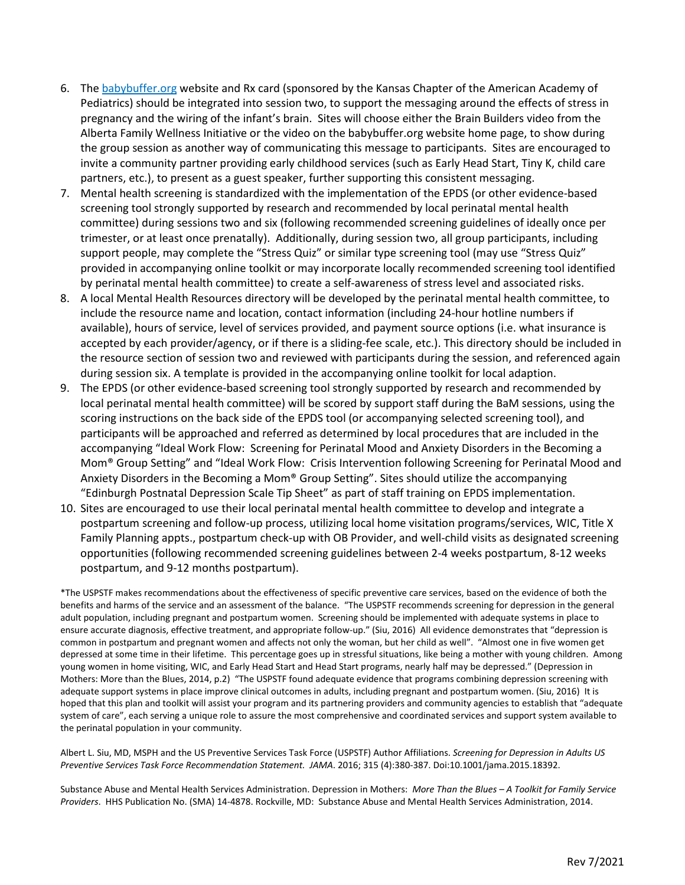6. The [babybuffer.org](babybuffer.org) website and Rx card (sponsored by the Kansas Chapter of the American Academy of Pediatrics) should be integrated into session two, to support the messaging around the effects of stress in pregnancy and the wiring of the infant's brain. Sites will choose either the Brain Builders video from the Alberta Family Wellness Initiative or the video on the babybuffer.org website home page, to show during the group session as another way of communicating this message to participants. Sites are encouraged to invite a community partner providing early childhood services (such as Early Head Start, Tiny K, child care partners, etc.), to present as a guest speaker, further supporting this consistent messaging.
7. Mental health screening is standardized with the implementation of the EPDS (or other evidence-based screening tool strongly supported by research and recommended by local perinatal mental health committee) during sessions two and six (following recommended screening guidelines of ideally once per trimester, or at least once prenatally). Additionally, during session two, all group participants, including support people, may complete the "Stress Quiz" or similar type screening tool (may use "Stress Quiz" provided in accompanying online toolkit or may incorporate locally recommended screening tool identified by perinatal mental health committee) to create a self-awareness of stress level and associated risks.
8. A local Mental Health Resources directory will be developed by the perinatal mental health committee, to include the resource name and location, contact information (including 24-hour hotline numbers if available), hours of service, level of services provided, and payment source options (i.e. what insurance is accepted by each provider/agency, or if there is a sliding-fee scale, etc.). This directory should be included in the resource section of session two and reviewed with participants during the session, and referenced again during session six. A template is provided in the accompanying online toolkit for local adaption.
9. The EPDS (or other evidence-based screening tool strongly supported by research and recommended by local perinatal mental health committee) will be scored by support staff during the BaM sessions, using the scoring instructions on the back side of the EPDS tool (or accompanying selected screening tool), and participants will be approached and referred as determined by local procedures that are included in the accompanying "Ideal Work Flow: Screening for Perinatal Mood and Anxiety Disorders in the Becoming a Mom® Group Setting" and "Ideal Work Flow: Crisis Intervention following Screening for Perinatal Mood and Anxiety Disorders in the Becoming a Mom® Group Setting". Sites should utilize the accompanying "Edinburgh Postnatal Depression Scale Tip Sheet" as part of staff training on EPDS implementation.
10. Sites are encouraged to use their local perinatal mental health committee to develop and integrate a postpartum screening and follow-up process, utilizing local home visitation programs/services, WIC, Title X Family Planning appts., postpartum check-up with OB Provider, and well-child visits as designated screening opportunities (following recommended screening guidelines between 2-4 weeks postpartum, 8-12 weeks postpartum, and 9-12 months postpartum).

*The USPSTF makes recommendations about the effectiveness of specific preventive care services, based on the evidence of both the benefits and harms of the service and an assessment of the balance. "The USPSTF recommends screening for depression in the general adult population, including pregnant and postpartum women. Screening should be implemented with adequate systems in place to ensure accurate diagnosis, effective treatment, and appropriate follow-up." (Siu, 2016) All evidence demonstrates that "depression is common in postpartum and pregnant women and affects not only the woman, but her child as well". "Almost one in five women get depressed at some time in their lifetime. This percentage goes up in stressful situations, like being a mother with young children. Among young women in home visiting, WIC, and Early Head Start and Head Start programs, nearly half may be depressed." (Depression in Mothers: More than the Blues, 2014, p.2) "The USPSTF found adequate evidence that programs combining depression screening with adequate support systems in place improve clinical outcomes in adults, including pregnant and postpartum women. (Siu, 2016) It is hoped that this plan and toolkit will assist your program and its partnering providers and community agencies to establish that "adequate system of care", each serving a unique role to assure the most comprehensive and coordinated services and support system available to the perinatal population in your community.

Albert L. Siu, MD, MSPH and the US Preventive Services Task Force (USPSTF) Author Affiliations. *Screening for Depression in Adults US Preventive Services Task Force Recommendation Statement. JAMA*. 2016; 315 (4):380-387. Doi:10.1001/jama.2015.18392.

Substance Abuse and Mental Health Services Administration. Depression in Mothers: *More Than the Blues – A Toolkit for Family Service Providers*. HHS Publication No. (SMA) 14-4878. Rockville, MD: Substance Abuse and Mental Health Services Administration, 2014.

Rev 7/2021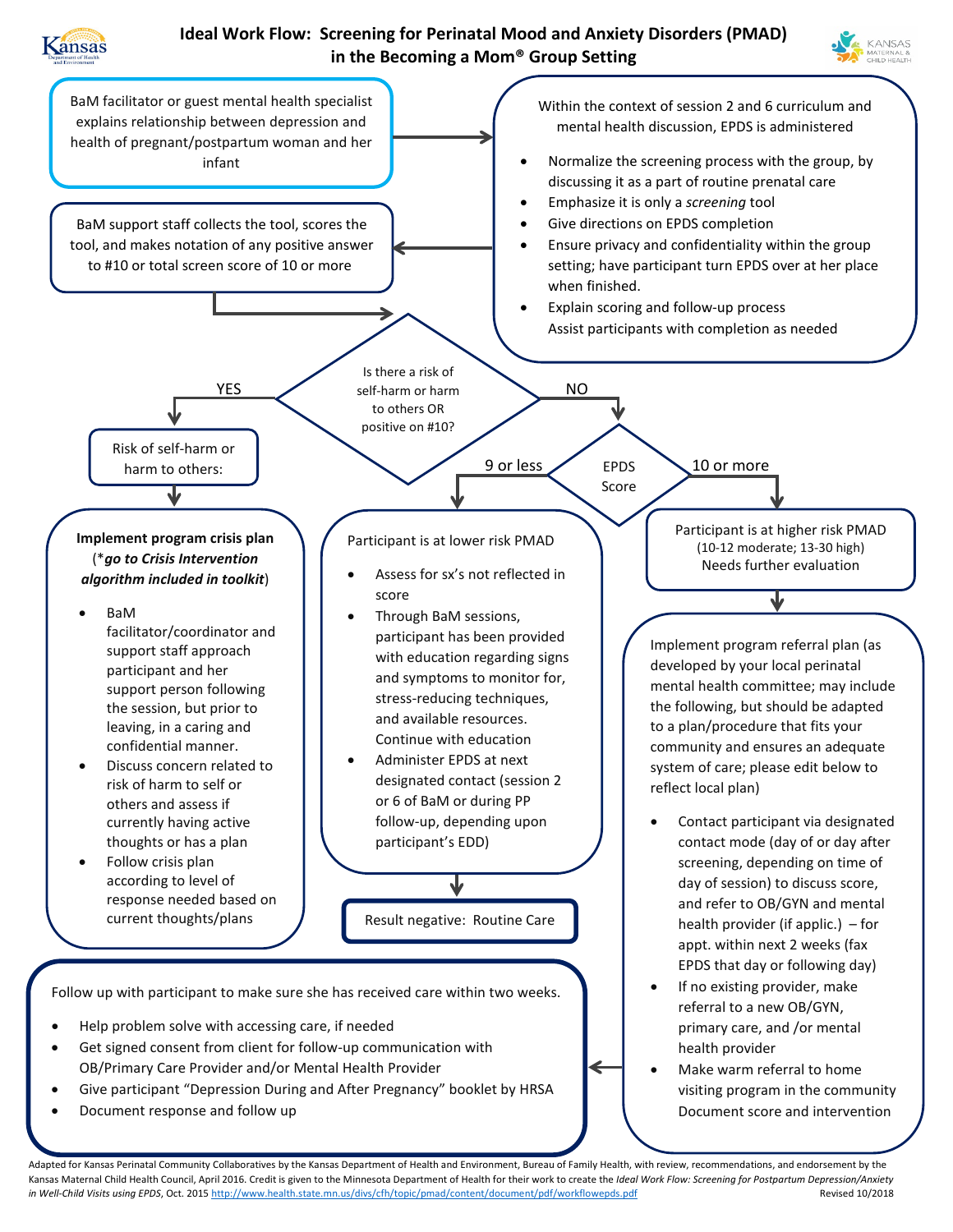# Ideal Work Flow: Screening for Perinatal Mood and Anxiety Disorders (PMAD) in the Becoming a Mom® Group Setting

BaM facilitator or guest mental health specialist explains relationship between depression and health of pregnant/postpartum woman and her infant

Within the context of session 2 and 6 curriculum and mental health discussion, EPDS is administered

- Normalize the screening process with the group, by discussing it as a part of routine prenatal care
- Emphasize it is only a *screening* tool
- Give directions on EPDS completion
- Ensure privacy and confidentiality within the group setting; have participant turn EPDS over at her place when finished.
- Explain scoring and follow-up process
  Assist participants with completion as needed

BaM support staff collects the tool, scores the tool, and makes notation of any positive answer to #10 or total screen score of 10 or more

**Is there a risk of self-harm or harm to others OR positive on #10?**

**YES**

Risk of self-harm or harm to others:

**Implement program crisis plan** (***go to Crisis Intervention algorithm included in toolkit***)

- BaM facilitator/coordinator and support staff approach participant and her support person following the session, but prior to leaving, in a caring and confidential manner.
- Discuss concern related to risk of harm to self or others and assess if currently having active thoughts or has a plan
- Follow crisis plan according to level of response needed based on current thoughts/plans

**NO** → **EPDS Score**

**9 or less**

Participant is at lower risk PMAD

- Assess for sx's not reflected in score
- Through BaM sessions, participant has been provided with education regarding signs and symptoms to monitor for, stress-reducing techniques, and available resources. Continue with education
- Administer EPDS at next designated contact (session 2 or 6 of BaM or during PP follow-up, depending upon participant's EDD)

Result negative: Routine Care

**10 or more**

Participant is at higher risk PMAD (10-12 moderate; 13-30 high) Needs further evaluation

Implement program referral plan (as developed by your local perinatal mental health committee; may include the following, but should be adapted to a plan/procedure that fits your community and ensures an adequate system of care; please edit below to reflect local plan)

- Contact participant via designated contact mode (day of or day after screening, depending on time of day of session) to discuss score, and refer to OB/GYN and mental health provider (if applic.) – for appt. within next 2 weeks (fax EPDS that day or following day)
- If no existing provider, make referral to a new OB/GYN, primary care, and /or mental health provider
- Make warm referral to home visiting program in the community
  Document score and intervention

Follow up with participant to make sure she has received care within two weeks.

- Help problem solve with accessing care, if needed
- Get signed consent from client for follow-up communication with OB/Primary Care Provider and/or Mental Health Provider
- Give participant "Depression During and After Pregnancy" booklet by HRSA
- Document response and follow up

Adapted for Kansas Perinatal Community Collaboratives by the Kansas Department of Health and Environment, Bureau of Family Health, with review, recommendations, and endorsement by the Kansas Maternal Child Health Council, April 2016. Credit is given to the Minnesota Department of Health for their work to create the *Ideal Work Flow: Screening for Postpartum Depression/Anxiety in Well-Child Visits using EPDS*, Oct. 2015 http://www.health.state.mn.us/divs/cfh/topic/pmad/content/document/pdf/workflowepds.pdf Revised 10/2018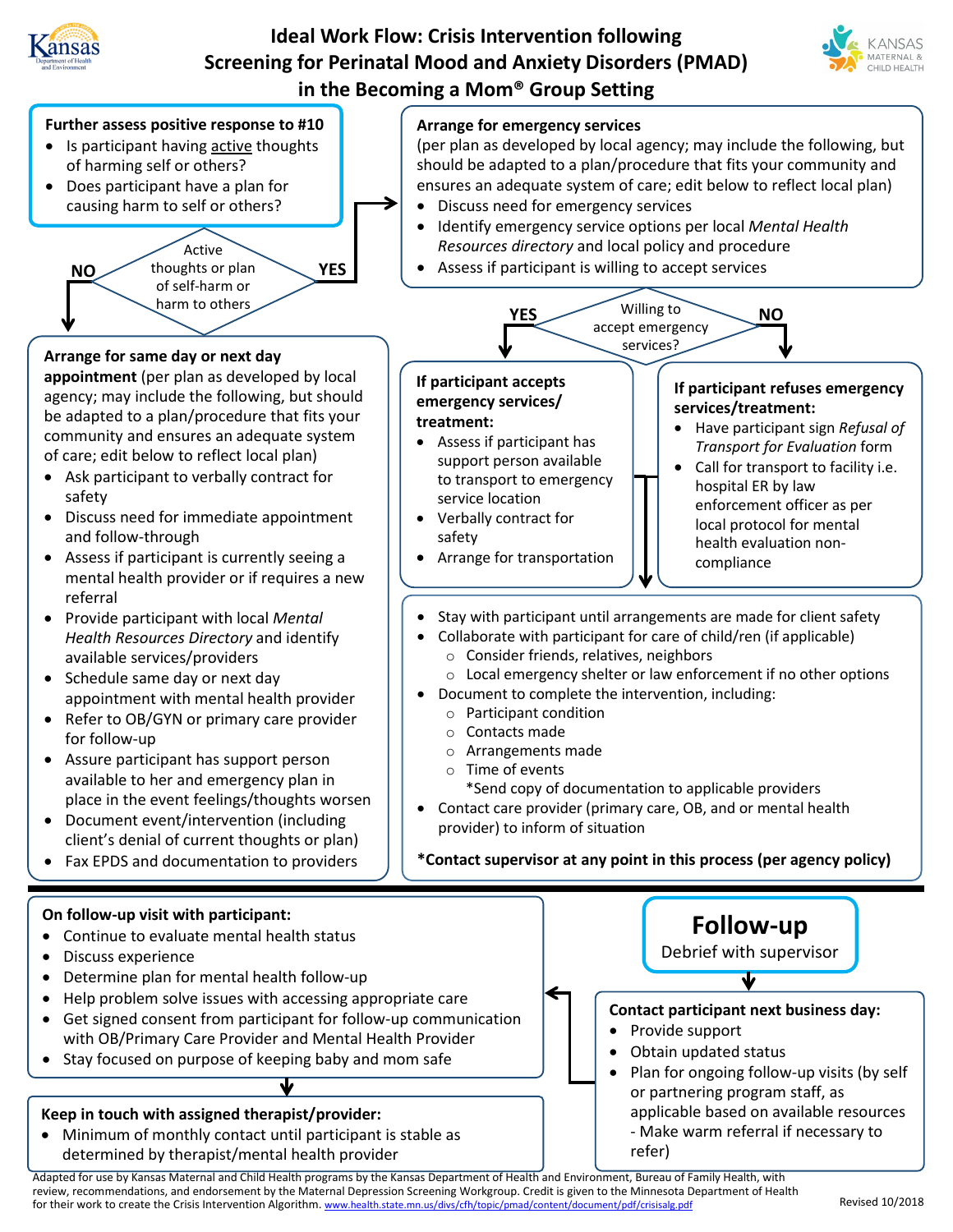# Ideal Work Flow: Crisis Intervention following Screening for Perinatal Mood and Anxiety Disorders (PMAD) in the Becoming a Mom® Group Setting

**Further assess positive response to #10**

- Is participant having <u>active</u> thoughts of harming self or others?
- Does participant have a plan for causing harm to self or others?

**Active thoughts or plan of self-harm or harm to others?**

NO → Arrange for same day or next day appointment

YES → Arrange for emergency services

**Arrange for same day or next day appointment** (per plan as developed by local agency; may include the following, but should be adapted to a plan/procedure that fits your community and ensures an adequate system of care; edit below to reflect local plan)

- Ask participant to verbally contract for safety
- Discuss need for immediate appointment and follow-through
- Assess if participant is currently seeing a mental health provider or if requires a new referral
- Provide participant with local *Mental Health Resources Directory* and identify available services/providers
- Schedule same day or next day appointment with mental health provider
- Refer to OB/GYN or primary care provider for follow-up
- Assure participant has support person available to her and emergency plan in place in the event feelings/thoughts worsen
- Document event/intervention (including client's denial of current thoughts or plan)
- Fax EPDS and documentation to providers

**Arrange for emergency services**
(per plan as developed by local agency; may include the following, but should be adapted to a plan/procedure that fits your community and ensures an adequate system of care; edit below to reflect local plan)

- Discuss need for emergency services
- Identify emergency service options per local *Mental Health Resources directory* and local policy and procedure
- Assess if participant is willing to accept services

**Willing to accept emergency services?**

YES → If participant accepts emergency services/treatment

NO → If participant refuses emergency services/treatment

**If participant accepts emergency services/ treatment:**

- Assess if participant has support person available to transport to emergency service location
- Verbally contract for safety
- Arrange for transportation

**If participant refuses emergency services/treatment:**

- Have participant sign *Refusal of Transport for Evaluation* form
- Call for transport to facility i.e. hospital ER by law enforcement officer as per local protocol for mental health evaluation non-compliance

---

- Stay with participant until arrangements are made for client safety
- Collaborate with participant for care of child/ren (if applicable)
  - Consider friends, relatives, neighbors
  - Local emergency shelter or law enforcement if no other options
- Document to complete the intervention, including:
  - Participant condition
  - Contacts made
  - Arrangements made
  - Time of events

  *Send copy of documentation to applicable providers
- Contact care provider (primary care, OB, and or mental health provider) to inform of situation

***Contact supervisor at any point in this process (per agency policy)**

---

## Follow-up

Debrief with supervisor

**Contact participant next business day:**

- Provide support
- Obtain updated status
- Plan for ongoing follow-up visits (by self or partnering program staff, as applicable based on available resources - Make warm referral if necessary to refer)

**On follow-up visit with participant:**

- Continue to evaluate mental health status
- Discuss experience
- Determine plan for mental health follow-up
- Help problem solve issues with accessing appropriate care
- Get signed consent from participant for follow-up communication with OB/Primary Care Provider and Mental Health Provider
- Stay focused on purpose of keeping baby and mom safe

**Keep in touch with assigned therapist/provider:**

- Minimum of monthly contact until participant is stable as determined by therapist/mental health provider

Adapted for use by Kansas Maternal and Child Health programs by the Kansas Department of Health and Environment, Bureau of Family Health, with review, recommendations, and endorsement by the Maternal Depression Screening Workgroup. Credit is given to the Minnesota Department of Health for their work to create the Crisis Intervention Algorithm. www.health.state.mn.us/divs/cfh/topic/pmad/content/document/pdf/crisisalg.pdf

Revised 10/2018